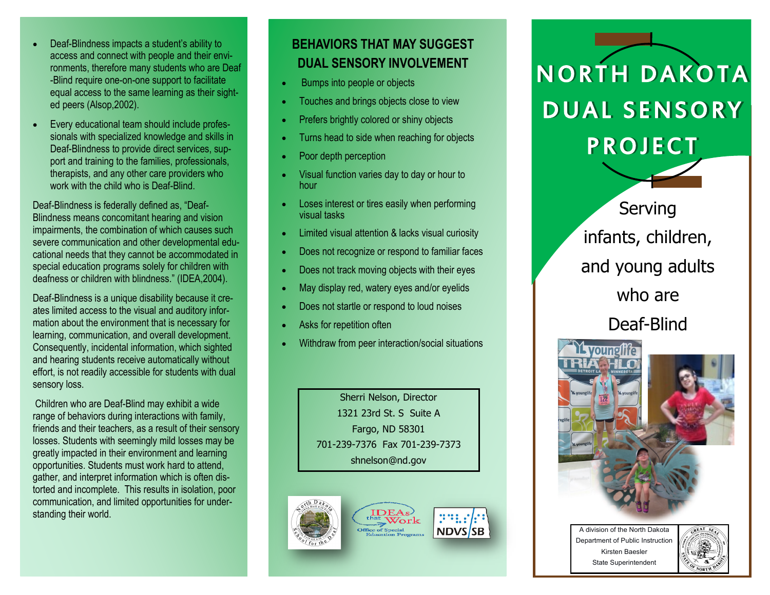- Deaf-Blindness impacts a student's ability to access and connect with people and their environments, therefore many students who are Deaf-Blind require one-on-one support to facilitate equal access to the same learning as their sighted peers (Alsop,2002).
- Every educational team should include professionals with specialized knowledge and skills in Deaf-Blindness to provide direct services, support and training to the families, professionals, therapists, and any other care providers who work with the child who is Deaf-Blind.

Deaf-Blindness is federally defined as, "Deaf-Blindness means concomitant hearing and vision impairments, the combination of which causes such severe communication and other developmental educational needs that they cannot be accommodated in special education programs solely for children with deafness or children with blindness." (IDEA,2004).

Deaf-Blindness is a unique disability because it creates limited access to the visual and auditory information about the environment that is necessary for learning, communication, and overall development. Consequently, incidental information, which sighted and hearing students receive automatically without effort, is not readily accessible for students with dual sensory loss.

Children who are Deaf-Blind may exhibit a wide range of behaviors during interactions with family, friends and their teachers, as a result of their sensory losses. Students with seemingly mild losses may be greatly impacted in their environment and learning opportunities. Students must work hard to attend, gather, and interpret information which is often distorted and incomplete. This results in isolation, poor communication, and limited opportunities for understanding their world.

## BEHAVIORS THAT MAY SUGGEST DUAL SENSORY INVOLVEMENT

- Bumps into people or objects
- Touches and brings objects close to view
- Prefers brightly colored or shiny objects
- Turns head to side when reaching for objects
- Poor depth perception
- Visual function varies day to day or hour to hour
- Loses interest or tires easily when performing visual tasks
- Limited visual attention & lacks visual curiosity
- Does not recognize or respond to familiar faces
- Does not track moving objects with their eyes
- May display red, watery eyes and/or eyelids
- Does not startle or respond to loud noises
- Asks for repetition often
- Withdraw from peer interaction/social situations

Sherri Nelson, Director
1321 23rd St. S Suite A
Fargo, ND 58301
701-239-7376 Fax 701-239-7373
shnelson@nd.gov

North Dakota School for the Deaf — IDEAs that Work, Office of Special Education Programs — NDVS/SB

# NORTH DAKOTA DUAL SENSORY PROJECT

Serving infants, children, and young adults who are Deaf-Blind

A division of the North Dakota Department of Public Instruction
Kirsten Baesler
State Superintendent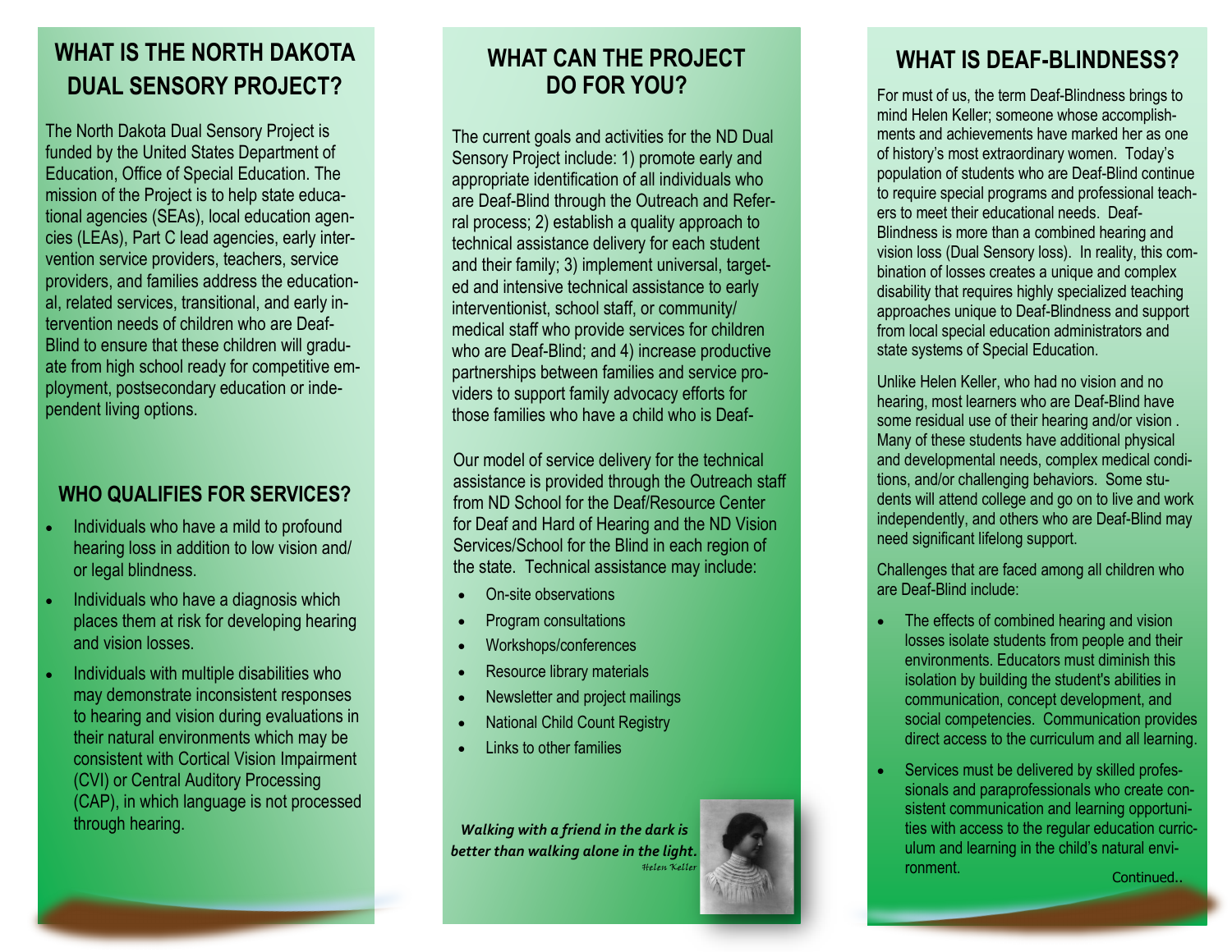## WHAT IS THE NORTH DAKOTA DUAL SENSORY PROJECT?

The North Dakota Dual Sensory Project is funded by the United States Department of Education, Office of Special Education. The mission of the Project is to help state educational agencies (SEAs), local education agencies (LEAs), Part C lead agencies, early intervention service providers, teachers, service providers, and families address the educational, related services, transitional, and early intervention needs of children who are Deaf-Blind to ensure that these children will graduate from high school ready for competitive employment, postsecondary education or independent living options.

## WHO QUALIFIES FOR SERVICES?

- Individuals who have a mild to profound hearing loss in addition to low vision and/or legal blindness.
- Individuals who have a diagnosis which places them at risk for developing hearing and vision losses.
- Individuals with multiple disabilities who may demonstrate inconsistent responses to hearing and vision during evaluations in their natural environments which may be consistent with Cortical Vision Impairment (CVI) or Central Auditory Processing (CAP), in which language is not processed through hearing.

## WHAT CAN THE PROJECT DO FOR YOU?

The current goals and activities for the ND Dual Sensory Project include: 1) promote early and appropriate identification of all individuals who are Deaf-Blind through the Outreach and Referral process; 2) establish a quality approach to technical assistance delivery for each student and their family; 3) implement universal, targeted and intensive technical assistance to early interventionist, school staff, or community/medical staff who provide services for children who are Deaf-Blind; and 4) increase productive partnerships between families and service providers to support family advocacy efforts for those families who have a child who is Deaf-

Our model of service delivery for the technical assistance is provided through the Outreach staff from ND School for the Deaf/Resource Center for Deaf and Hard of Hearing and the ND Vision Services/School for the Blind in each region of the state. Technical assistance may include:

- On-site observations
- Program consultations
- Workshops/conferences
- Resource library materials
- Newsletter and project mailings
- National Child Count Registry
- Links to other families

***Walking with a friend in the dark is better than walking alone in the light.***
*Helen Keller*

## WHAT IS DEAF-BLINDNESS?

For must of us, the term Deaf-Blindness brings to mind Helen Keller; someone whose accomplishments and achievements have marked her as one of history's most extraordinary women. Today's population of students who are Deaf-Blind continue to require special programs and professional teachers to meet their educational needs. Deaf-Blindness is more than a combined hearing and vision loss (Dual Sensory loss). In reality, this combination of losses creates a unique and complex disability that requires highly specialized teaching approaches unique to Deaf-Blindness and support from local special education administrators and state systems of Special Education.

Unlike Helen Keller, who had no vision and no hearing, most learners who are Deaf-Blind have some residual use of their hearing and/or vision . Many of these students have additional physical and developmental needs, complex medical conditions, and/or challenging behaviors. Some students will attend college and go on to live and work independently, and others who are Deaf-Blind may need significant lifelong support.

Challenges that are faced among all children who are Deaf-Blind include:

- The effects of combined hearing and vision losses isolate students from people and their environments. Educators must diminish this isolation by building the student's abilities in communication, concept development, and social competencies. Communication provides direct access to the curriculum and all learning.
- Services must be delivered by skilled professionals and paraprofessionals who create consistent communication and learning opportunities with access to the regular education curriculum and learning in the child's natural environment.

Continued..